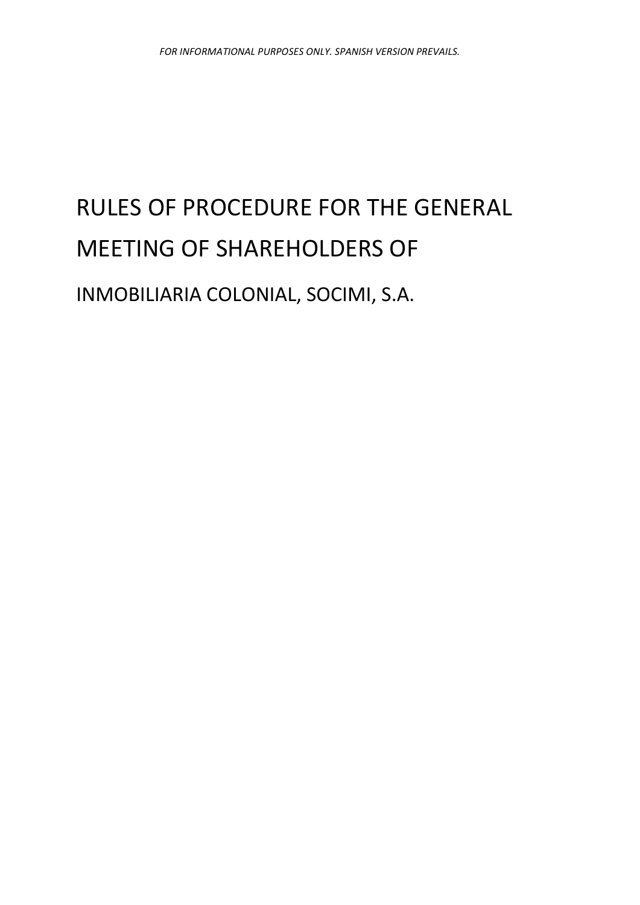*FOR INFORMATIONAL PURPOSES ONLY. SPANISH VERSION PREVAILS.*

# RULES OF PROCEDURE FOR THE GENERAL MEETING OF SHAREHOLDERS OF

## INMOBILIARIA COLONIAL, SOCIMI, S.A.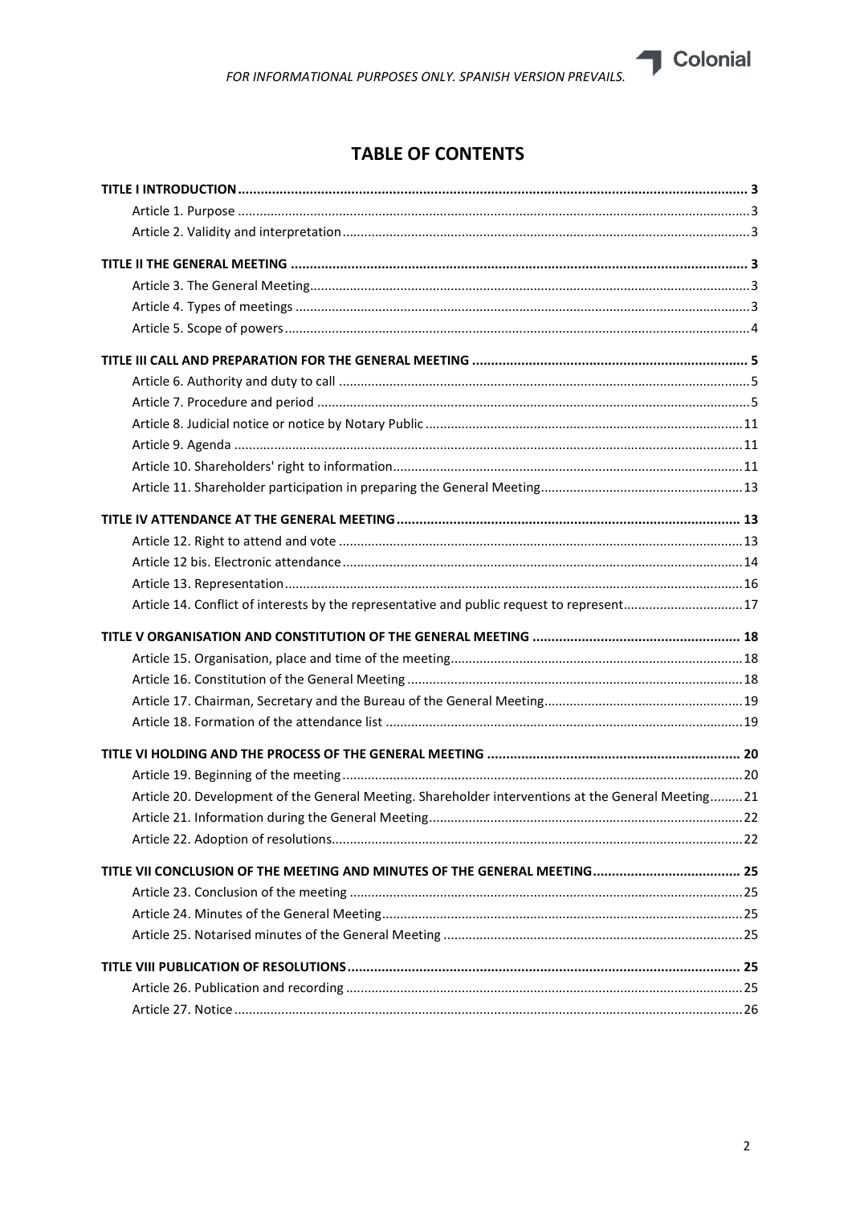# TABLE OF CONTENTS

**TITLE I INTRODUCTION** ..... 3

Article 1. Purpose ..... 3

Article 2. Validity and interpretation ..... 3

**TITLE II THE GENERAL MEETING** ..... 3

Article 3. The General Meeting ..... 3

Article 4. Types of meetings ..... 3

Article 5. Scope of powers ..... 4

**TITLE III CALL AND PREPARATION FOR THE GENERAL MEETING** ..... 5

Article 6. Authority and duty to call ..... 5

Article 7. Procedure and period ..... 5

Article 8. Judicial notice or notice by Notary Public ..... 11

Article 9. Agenda ..... 11

Article 10. Shareholders' right to information ..... 11

Article 11. Shareholder participation in preparing the General Meeting ..... 13

**TITLE IV ATTENDANCE AT THE GENERAL MEETING** ..... 13

Article 12. Right to attend and vote ..... 13

Article 12 bis. Electronic attendance ..... 14

Article 13. Representation ..... 16

Article 14. Conflict of interests by the representative and public request to represent ..... 17

**TITLE V ORGANISATION AND CONSTITUTION OF THE GENERAL MEETING** ..... 18

Article 15. Organisation, place and time of the meeting ..... 18

Article 16. Constitution of the General Meeting ..... 18

Article 17. Chairman, Secretary and the Bureau of the General Meeting ..... 19

Article 18. Formation of the attendance list ..... 19

**TITLE VI HOLDING AND THE PROCESS OF THE GENERAL MEETING** ..... 20

Article 19. Beginning of the meeting ..... 20

Article 20. Development of the General Meeting. Shareholder interventions at the General Meeting ..... 21

Article 21. Information during the General Meeting ..... 22

Article 22. Adoption of resolutions ..... 22

**TITLE VII CONCLUSION OF THE MEETING AND MINUTES OF THE GENERAL MEETING** ..... 25

Article 23. Conclusion of the meeting ..... 25

Article 24. Minutes of the General Meeting ..... 25

Article 25. Notarised minutes of the General Meeting ..... 25

**TITLE VIII PUBLICATION OF RESOLUTIONS** ..... 25

Article 26. Publication and recording ..... 25

Article 27. Notice ..... 26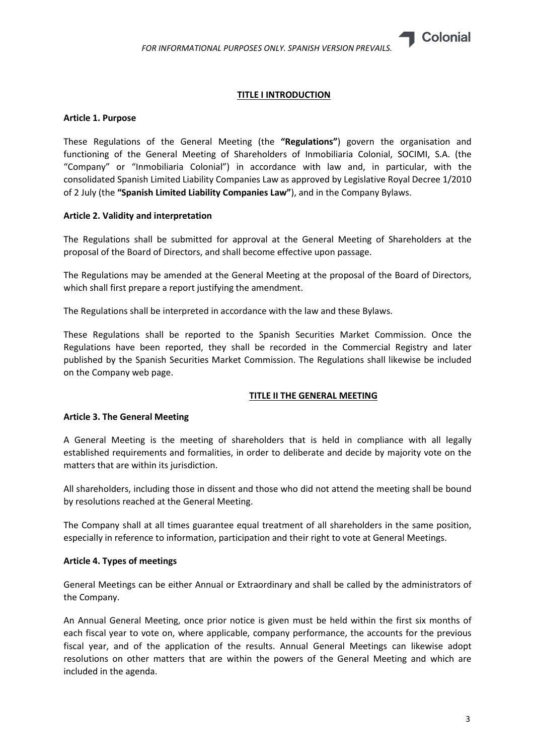## TITLE I INTRODUCTION

### Article 1. Purpose

These Regulations of the General Meeting (the **"Regulations"**) govern the organisation and functioning of the General Meeting of Shareholders of Inmobiliaria Colonial, SOCIMI, S.A. (the "Company" or "Inmobiliaria Colonial") in accordance with law and, in particular, with the consolidated Spanish Limited Liability Companies Law as approved by Legislative Royal Decree 1/2010 of 2 July (the **"Spanish Limited Liability Companies Law"**), and in the Company Bylaws.

### Article 2. Validity and interpretation

The Regulations shall be submitted for approval at the General Meeting of Shareholders at the proposal of the Board of Directors, and shall become effective upon passage.

The Regulations may be amended at the General Meeting at the proposal of the Board of Directors, which shall first prepare a report justifying the amendment.

The Regulations shall be interpreted in accordance with the law and these Bylaws.

These Regulations shall be reported to the Spanish Securities Market Commission. Once the Regulations have been reported, they shall be recorded in the Commercial Registry and later published by the Spanish Securities Market Commission. The Regulations shall likewise be included on the Company web page.

## TITLE II THE GENERAL MEETING

### Article 3. The General Meeting

A General Meeting is the meeting of shareholders that is held in compliance with all legally established requirements and formalities, in order to deliberate and decide by majority vote on the matters that are within its jurisdiction.

All shareholders, including those in dissent and those who did not attend the meeting shall be bound by resolutions reached at the General Meeting.

The Company shall at all times guarantee equal treatment of all shareholders in the same position, especially in reference to information, participation and their right to vote at General Meetings.

### Article 4. Types of meetings

General Meetings can be either Annual or Extraordinary and shall be called by the administrators of the Company.

An Annual General Meeting, once prior notice is given must be held within the first six months of each fiscal year to vote on, where applicable, company performance, the accounts for the previous fiscal year, and of the application of the results. Annual General Meetings can likewise adopt resolutions on other matters that are within the powers of the General Meeting and which are included in the agenda.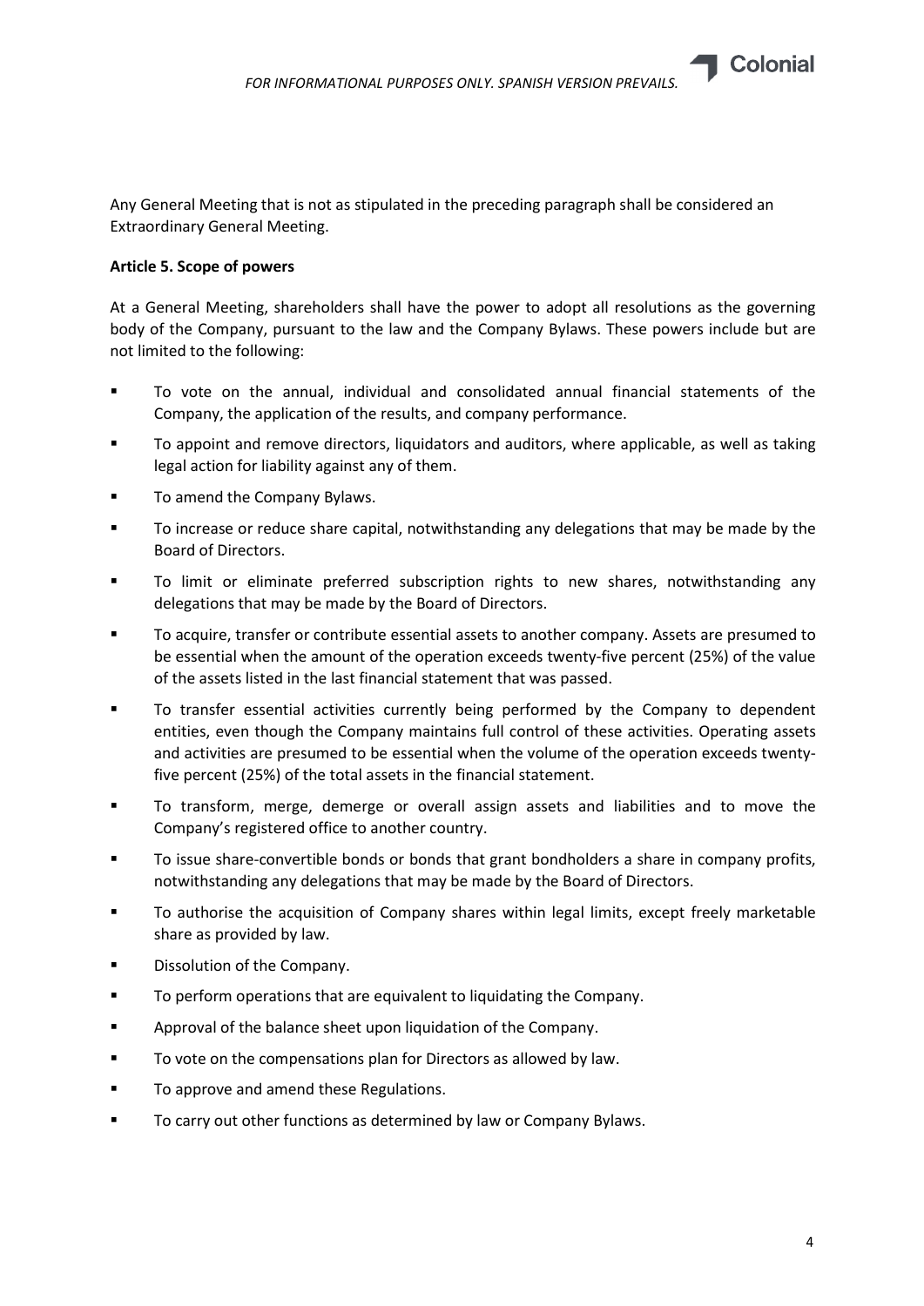Any General Meeting that is not as stipulated in the preceding paragraph shall be considered an Extraordinary General Meeting.

**Article 5. Scope of powers**

At a General Meeting, shareholders shall have the power to adopt all resolutions as the governing body of the Company, pursuant to the law and the Company Bylaws. These powers include but are not limited to the following:

- To vote on the annual, individual and consolidated annual financial statements of the Company, the application of the results, and company performance.
- To appoint and remove directors, liquidators and auditors, where applicable, as well as taking legal action for liability against any of them.
- To amend the Company Bylaws.
- To increase or reduce share capital, notwithstanding any delegations that may be made by the Board of Directors.
- To limit or eliminate preferred subscription rights to new shares, notwithstanding any delegations that may be made by the Board of Directors.
- To acquire, transfer or contribute essential assets to another company. Assets are presumed to be essential when the amount of the operation exceeds twenty-five percent (25%) of the value of the assets listed in the last financial statement that was passed.
- To transfer essential activities currently being performed by the Company to dependent entities, even though the Company maintains full control of these activities. Operating assets and activities are presumed to be essential when the volume of the operation exceeds twenty-five percent (25%) of the total assets in the financial statement.
- To transform, merge, demerge or overall assign assets and liabilities and to move the Company's registered office to another country.
- To issue share-convertible bonds or bonds that grant bondholders a share in company profits, notwithstanding any delegations that may be made by the Board of Directors.
- To authorise the acquisition of Company shares within legal limits, except freely marketable share as provided by law.
- Dissolution of the Company.
- To perform operations that are equivalent to liquidating the Company.
- Approval of the balance sheet upon liquidation of the Company.
- To vote on the compensations plan for Directors as allowed by law.
- To approve and amend these Regulations.
- To carry out other functions as determined by law or Company Bylaws.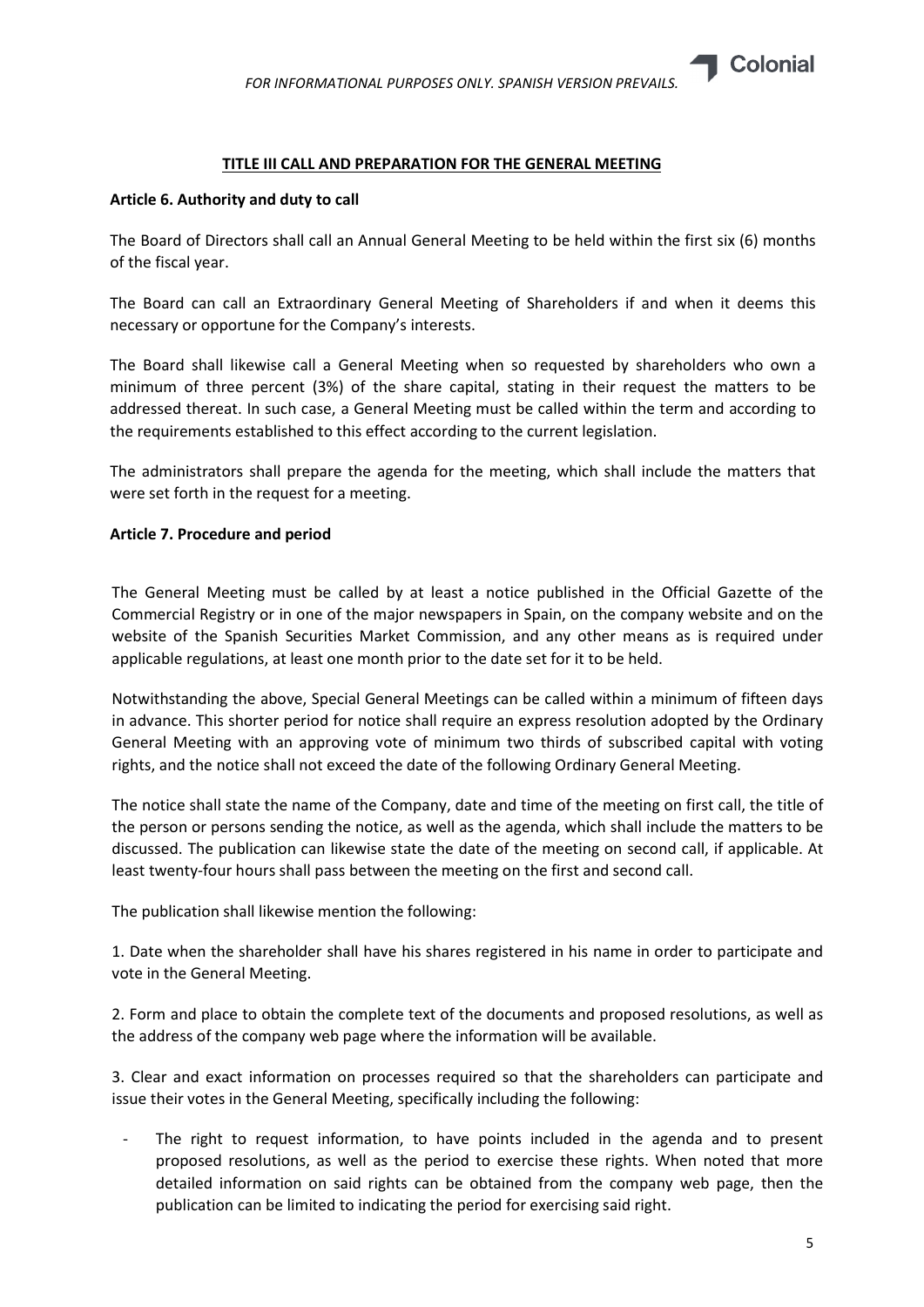## TITLE III CALL AND PREPARATION FOR THE GENERAL MEETING

### Article 6. Authority and duty to call

The Board of Directors shall call an Annual General Meeting to be held within the first six (6) months of the fiscal year.

The Board can call an Extraordinary General Meeting of Shareholders if and when it deems this necessary or opportune for the Company's interests.

The Board shall likewise call a General Meeting when so requested by shareholders who own a minimum of three percent (3%) of the share capital, stating in their request the matters to be addressed thereat. In such case, a General Meeting must be called within the term and according to the requirements established to this effect according to the current legislation.

The administrators shall prepare the agenda for the meeting, which shall include the matters that were set forth in the request for a meeting.

### Article 7. Procedure and period

The General Meeting must be called by at least a notice published in the Official Gazette of the Commercial Registry or in one of the major newspapers in Spain, on the company website and on the website of the Spanish Securities Market Commission, and any other means as is required under applicable regulations, at least one month prior to the date set for it to be held.

Notwithstanding the above, Special General Meetings can be called within a minimum of fifteen days in advance. This shorter period for notice shall require an express resolution adopted by the Ordinary General Meeting with an approving vote of minimum two thirds of subscribed capital with voting rights, and the notice shall not exceed the date of the following Ordinary General Meeting.

The notice shall state the name of the Company, date and time of the meeting on first call, the title of the person or persons sending the notice, as well as the agenda, which shall include the matters to be discussed. The publication can likewise state the date of the meeting on second call, if applicable. At least twenty-four hours shall pass between the meeting on the first and second call.

The publication shall likewise mention the following:

1. Date when the shareholder shall have his shares registered in his name in order to participate and vote in the General Meeting.

2. Form and place to obtain the complete text of the documents and proposed resolutions, as well as the address of the company web page where the information will be available.

3. Clear and exact information on processes required so that the shareholders can participate and issue their votes in the General Meeting, specifically including the following:

- The right to request information, to have points included in the agenda and to present proposed resolutions, as well as the period to exercise these rights. When noted that more detailed information on said rights can be obtained from the company web page, then the publication can be limited to indicating the period for exercising said right.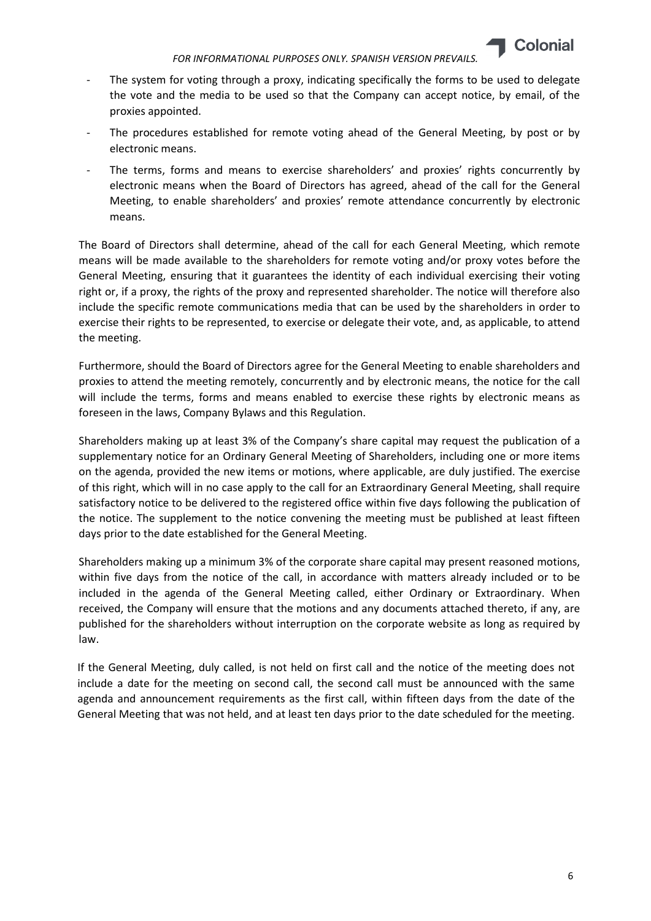- The system for voting through a proxy, indicating specifically the forms to be used to delegate the vote and the media to be used so that the Company can accept notice, by email, of the proxies appointed.
- The procedures established for remote voting ahead of the General Meeting, by post or by electronic means.
- The terms, forms and means to exercise shareholders' and proxies' rights concurrently by electronic means when the Board of Directors has agreed, ahead of the call for the General Meeting, to enable shareholders' and proxies' remote attendance concurrently by electronic means.

The Board of Directors shall determine, ahead of the call for each General Meeting, which remote means will be made available to the shareholders for remote voting and/or proxy votes before the General Meeting, ensuring that it guarantees the identity of each individual exercising their voting right or, if a proxy, the rights of the proxy and represented shareholder. The notice will therefore also include the specific remote communications media that can be used by the shareholders in order to exercise their rights to be represented, to exercise or delegate their vote, and, as applicable, to attend the meeting.

Furthermore, should the Board of Directors agree for the General Meeting to enable shareholders and proxies to attend the meeting remotely, concurrently and by electronic means, the notice for the call will include the terms, forms and means enabled to exercise these rights by electronic means as foreseen in the laws, Company Bylaws and this Regulation.

Shareholders making up at least 3% of the Company's share capital may request the publication of a supplementary notice for an Ordinary General Meeting of Shareholders, including one or more items on the agenda, provided the new items or motions, where applicable, are duly justified. The exercise of this right, which will in no case apply to the call for an Extraordinary General Meeting, shall require satisfactory notice to be delivered to the registered office within five days following the publication of the notice. The supplement to the notice convening the meeting must be published at least fifteen days prior to the date established for the General Meeting.

Shareholders making up a minimum 3% of the corporate share capital may present reasoned motions, within five days from the notice of the call, in accordance with matters already included or to be included in the agenda of the General Meeting called, either Ordinary or Extraordinary. When received, the Company will ensure that the motions and any documents attached thereto, if any, are published for the shareholders without interruption on the corporate website as long as required by law.

If the General Meeting, duly called, is not held on first call and the notice of the meeting does not include a date for the meeting on second call, the second call must be announced with the same agenda and announcement requirements as the first call, within fifteen days from the date of the General Meeting that was not held, and at least ten days prior to the date scheduled for the meeting.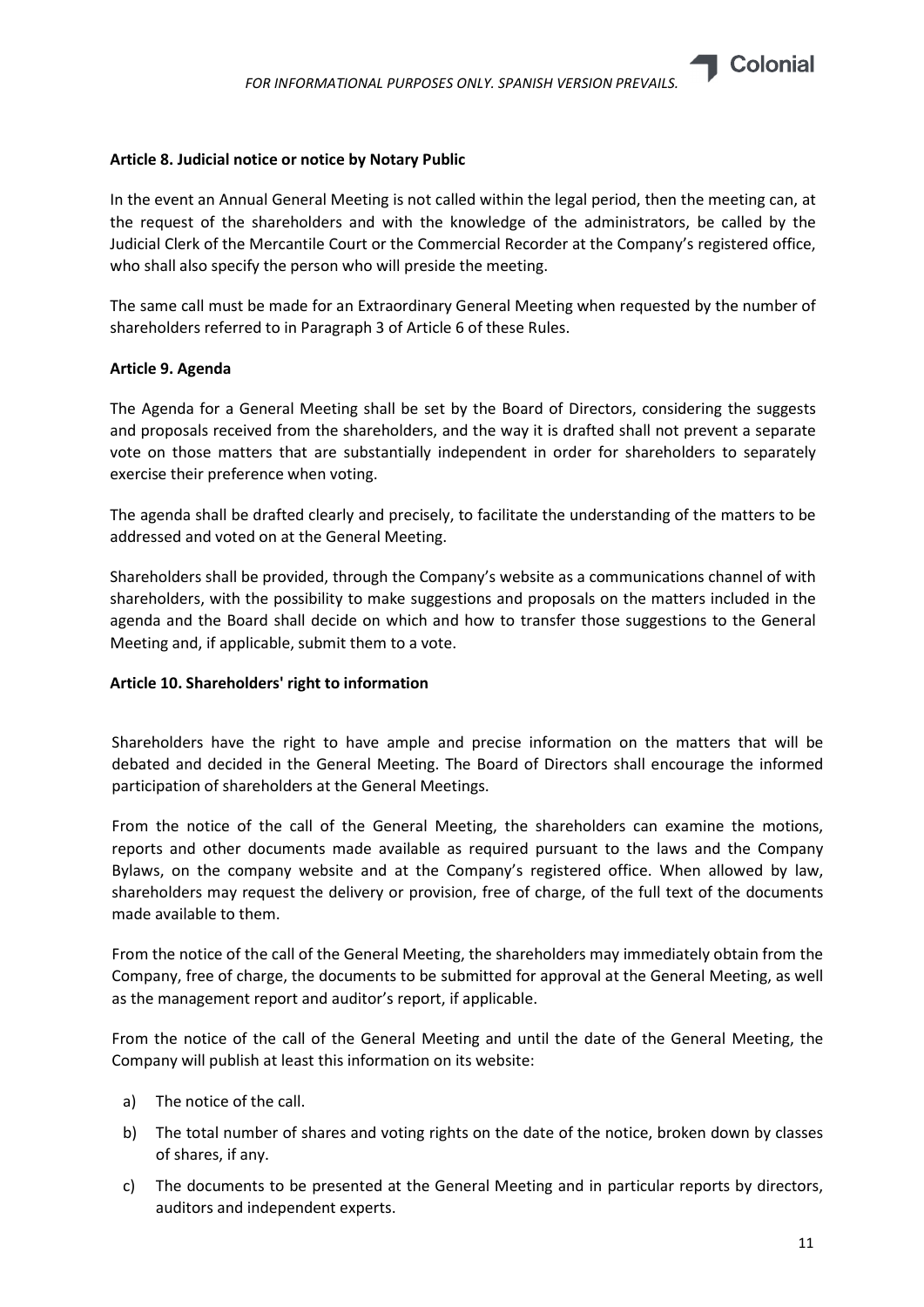**Article 8. Judicial notice or notice by Notary Public**

In the event an Annual General Meeting is not called within the legal period, then the meeting can, at the request of the shareholders and with the knowledge of the administrators, be called by the Judicial Clerk of the Mercantile Court or the Commercial Recorder at the Company's registered office, who shall also specify the person who will preside the meeting.

The same call must be made for an Extraordinary General Meeting when requested by the number of shareholders referred to in Paragraph 3 of Article 6 of these Rules.

**Article 9. Agenda**

The Agenda for a General Meeting shall be set by the Board of Directors, considering the suggests and proposals received from the shareholders, and the way it is drafted shall not prevent a separate vote on those matters that are substantially independent in order for shareholders to separately exercise their preference when voting.

The agenda shall be drafted clearly and precisely, to facilitate the understanding of the matters to be addressed and voted on at the General Meeting.

Shareholders shall be provided, through the Company's website as a communications channel of with shareholders, with the possibility to make suggestions and proposals on the matters included in the agenda and the Board shall decide on which and how to transfer those suggestions to the General Meeting and, if applicable, submit them to a vote.

**Article 10. Shareholders' right to information**

Shareholders have the right to have ample and precise information on the matters that will be debated and decided in the General Meeting. The Board of Directors shall encourage the informed participation of shareholders at the General Meetings.

From the notice of the call of the General Meeting, the shareholders can examine the motions, reports and other documents made available as required pursuant to the laws and the Company Bylaws, on the company website and at the Company's registered office. When allowed by law, shareholders may request the delivery or provision, free of charge, of the full text of the documents made available to them.

From the notice of the call of the General Meeting, the shareholders may immediately obtain from the Company, free of charge, the documents to be submitted for approval at the General Meeting, as well as the management report and auditor's report, if applicable.

From the notice of the call of the General Meeting and until the date of the General Meeting, the Company will publish at least this information on its website:

a) The notice of the call.
b) The total number of shares and voting rights on the date of the notice, broken down by classes of shares, if any.
c) The documents to be presented at the General Meeting and in particular reports by directors, auditors and independent experts.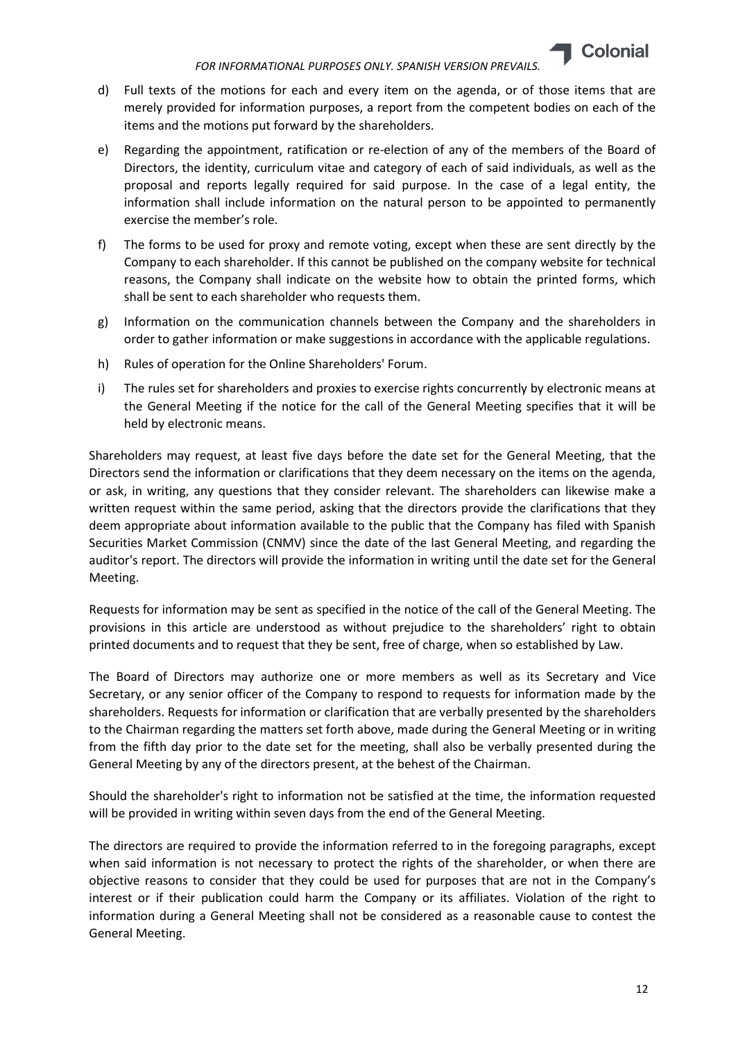d) Full texts of the motions for each and every item on the agenda, or of those items that are merely provided for information purposes, a report from the competent bodies on each of the items and the motions put forward by the shareholders.

e) Regarding the appointment, ratification or re-election of any of the members of the Board of Directors, the identity, curriculum vitae and category of each of said individuals, as well as the proposal and reports legally required for said purpose. In the case of a legal entity, the information shall include information on the natural person to be appointed to permanently exercise the member's role.

f) The forms to be used for proxy and remote voting, except when these are sent directly by the Company to each shareholder. If this cannot be published on the company website for technical reasons, the Company shall indicate on the website how to obtain the printed forms, which shall be sent to each shareholder who requests them.

g) Information on the communication channels between the Company and the shareholders in order to gather information or make suggestions in accordance with the applicable regulations.

h) Rules of operation for the Online Shareholders' Forum.

i) The rules set for shareholders and proxies to exercise rights concurrently by electronic means at the General Meeting if the notice for the call of the General Meeting specifies that it will be held by electronic means.

Shareholders may request, at least five days before the date set for the General Meeting, that the Directors send the information or clarifications that they deem necessary on the items on the agenda, or ask, in writing, any questions that they consider relevant. The shareholders can likewise make a written request within the same period, asking that the directors provide the clarifications that they deem appropriate about information available to the public that the Company has filed with Spanish Securities Market Commission (CNMV) since the date of the last General Meeting, and regarding the auditor's report. The directors will provide the information in writing until the date set for the General Meeting.

Requests for information may be sent as specified in the notice of the call of the General Meeting. The provisions in this article are understood as without prejudice to the shareholders' right to obtain printed documents and to request that they be sent, free of charge, when so established by Law.

The Board of Directors may authorize one or more members as well as its Secretary and Vice Secretary, or any senior officer of the Company to respond to requests for information made by the shareholders. Requests for information or clarification that are verbally presented by the shareholders to the Chairman regarding the matters set forth above, made during the General Meeting or in writing from the fifth day prior to the date set for the meeting, shall also be verbally presented during the General Meeting by any of the directors present, at the behest of the Chairman.

Should the shareholder's right to information not be satisfied at the time, the information requested will be provided in writing within seven days from the end of the General Meeting.

The directors are required to provide the information referred to in the foregoing paragraphs, except when said information is not necessary to protect the rights of the shareholder, or when there are objective reasons to consider that they could be used for purposes that are not in the Company's interest or if their publication could harm the Company or its affiliates. Violation of the right to information during a General Meeting shall not be considered as a reasonable cause to contest the General Meeting.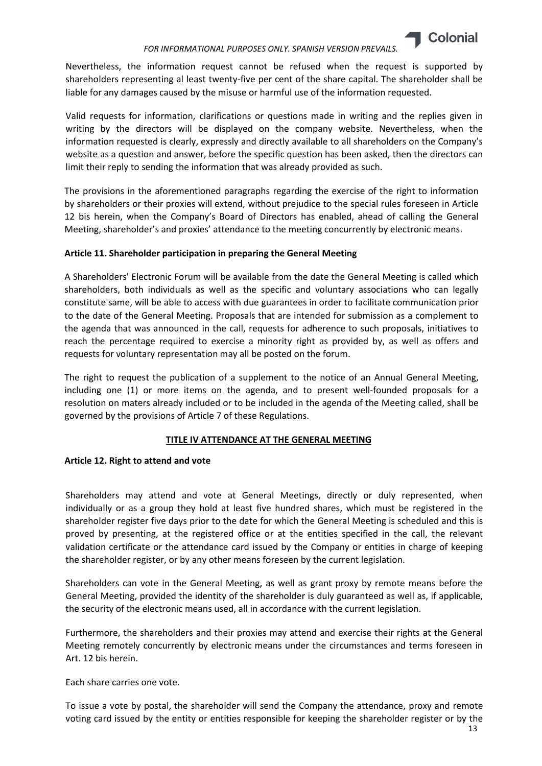Nevertheless, the information request cannot be refused when the request is supported by shareholders representing al least twenty-five per cent of the share capital. The shareholder shall be liable for any damages caused by the misuse or harmful use of the information requested.

Valid requests for information, clarifications or questions made in writing and the replies given in writing by the directors will be displayed on the company website. Nevertheless, when the information requested is clearly, expressly and directly available to all shareholders on the Company's website as a question and answer, before the specific question has been asked, then the directors can limit their reply to sending the information that was already provided as such.

The provisions in the aforementioned paragraphs regarding the exercise of the right to information by shareholders or their proxies will extend, without prejudice to the special rules foreseen in Article 12 bis herein, when the Company's Board of Directors has enabled, ahead of calling the General Meeting, shareholder's and proxies' attendance to the meeting concurrently by electronic means.

**Article 11. Shareholder participation in preparing the General Meeting**

A Shareholders' Electronic Forum will be available from the date the General Meeting is called which shareholders, both individuals as well as the specific and voluntary associations who can legally constitute same, will be able to access with due guarantees in order to facilitate communication prior to the date of the General Meeting. Proposals that are intended for submission as a complement to the agenda that was announced in the call, requests for adherence to such proposals, initiatives to reach the percentage required to exercise a minority right as provided by, as well as offers and requests for voluntary representation may all be posted on the forum.

The right to request the publication of a supplement to the notice of an Annual General Meeting, including one (1) or more items on the agenda, and to present well-founded proposals for a resolution on maters already included or to be included in the agenda of the Meeting called, shall be governed by the provisions of Article 7 of these Regulations.

## TITLE IV ATTENDANCE AT THE GENERAL MEETING

**Article 12. Right to attend and vote**

Shareholders may attend and vote at General Meetings, directly or duly represented, when individually or as a group they hold at least five hundred shares, which must be registered in the shareholder register five days prior to the date for which the General Meeting is scheduled and this is proved by presenting, at the registered office or at the entities specified in the call, the relevant validation certificate or the attendance card issued by the Company or entities in charge of keeping the shareholder register, or by any other means foreseen by the current legislation.

Shareholders can vote in the General Meeting, as well as grant proxy by remote means before the General Meeting, provided the identity of the shareholder is duly guaranteed as well as, if applicable, the security of the electronic means used, all in accordance with the current legislation.

Furthermore, the shareholders and their proxies may attend and exercise their rights at the General Meeting remotely concurrently by electronic means under the circumstances and terms foreseen in Art. 12 bis herein.

Each share carries one vote.

To issue a vote by postal, the shareholder will send the Company the attendance, proxy and remote voting card issued by the entity or entities responsible for keeping the shareholder register or by the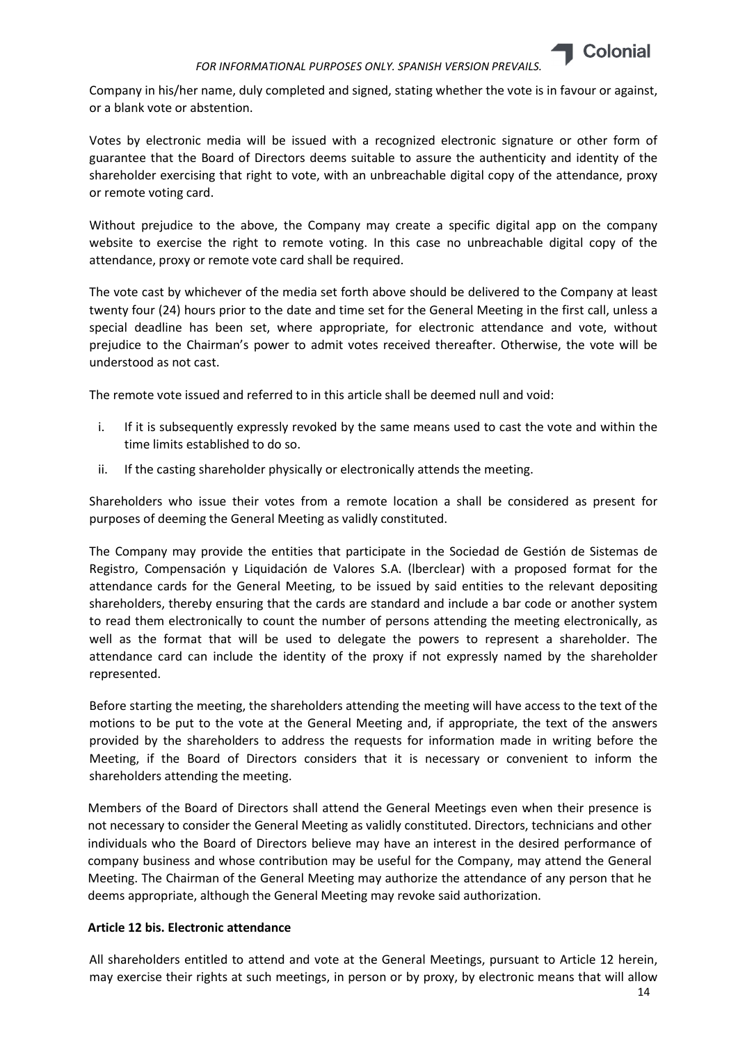Company in his/her name, duly completed and signed, stating whether the vote is in favour or against, or a blank vote or abstention.

Votes by electronic media will be issued with a recognized electronic signature or other form of guarantee that the Board of Directors deems suitable to assure the authenticity and identity of the shareholder exercising that right to vote, with an unbreachable digital copy of the attendance, proxy or remote voting card.

Without prejudice to the above, the Company may create a specific digital app on the company website to exercise the right to remote voting. In this case no unbreachable digital copy of the attendance, proxy or remote vote card shall be required.

The vote cast by whichever of the media set forth above should be delivered to the Company at least twenty four (24) hours prior to the date and time set for the General Meeting in the first call, unless a special deadline has been set, where appropriate, for electronic attendance and vote, without prejudice to the Chairman's power to admit votes received thereafter. Otherwise, the vote will be understood as not cast.

The remote vote issued and referred to in this article shall be deemed null and void:

i. If it is subsequently expressly revoked by the same means used to cast the vote and within the time limits established to do so.

ii. If the casting shareholder physically or electronically attends the meeting.

Shareholders who issue their votes from a remote location a shall be considered as present for purposes of deeming the General Meeting as validly constituted.

The Company may provide the entities that participate in the Sociedad de Gestión de Sistemas de Registro, Compensación y Liquidación de Valores S.A. (Iberclear) with a proposed format for the attendance cards for the General Meeting, to be issued by said entities to the relevant depositing shareholders, thereby ensuring that the cards are standard and include a bar code or another system to read them electronically to count the number of persons attending the meeting electronically, as well as the format that will be used to delegate the powers to represent a shareholder. The attendance card can include the identity of the proxy if not expressly named by the shareholder represented.

Before starting the meeting, the shareholders attending the meeting will have access to the text of the motions to be put to the vote at the General Meeting and, if appropriate, the text of the answers provided by the shareholders to address the requests for information made in writing before the Meeting, if the Board of Directors considers that it is necessary or convenient to inform the shareholders attending the meeting.

Members of the Board of Directors shall attend the General Meetings even when their presence is not necessary to consider the General Meeting as validly constituted. Directors, technicians and other individuals who the Board of Directors believe may have an interest in the desired performance of company business and whose contribution may be useful for the Company, may attend the General Meeting. The Chairman of the General Meeting may authorize the attendance of any person that he deems appropriate, although the General Meeting may revoke said authorization.

**Article 12 bis. Electronic attendance**

All shareholders entitled to attend and vote at the General Meetings, pursuant to Article 12 herein, may exercise their rights at such meetings, in person or by proxy, by electronic means that will allow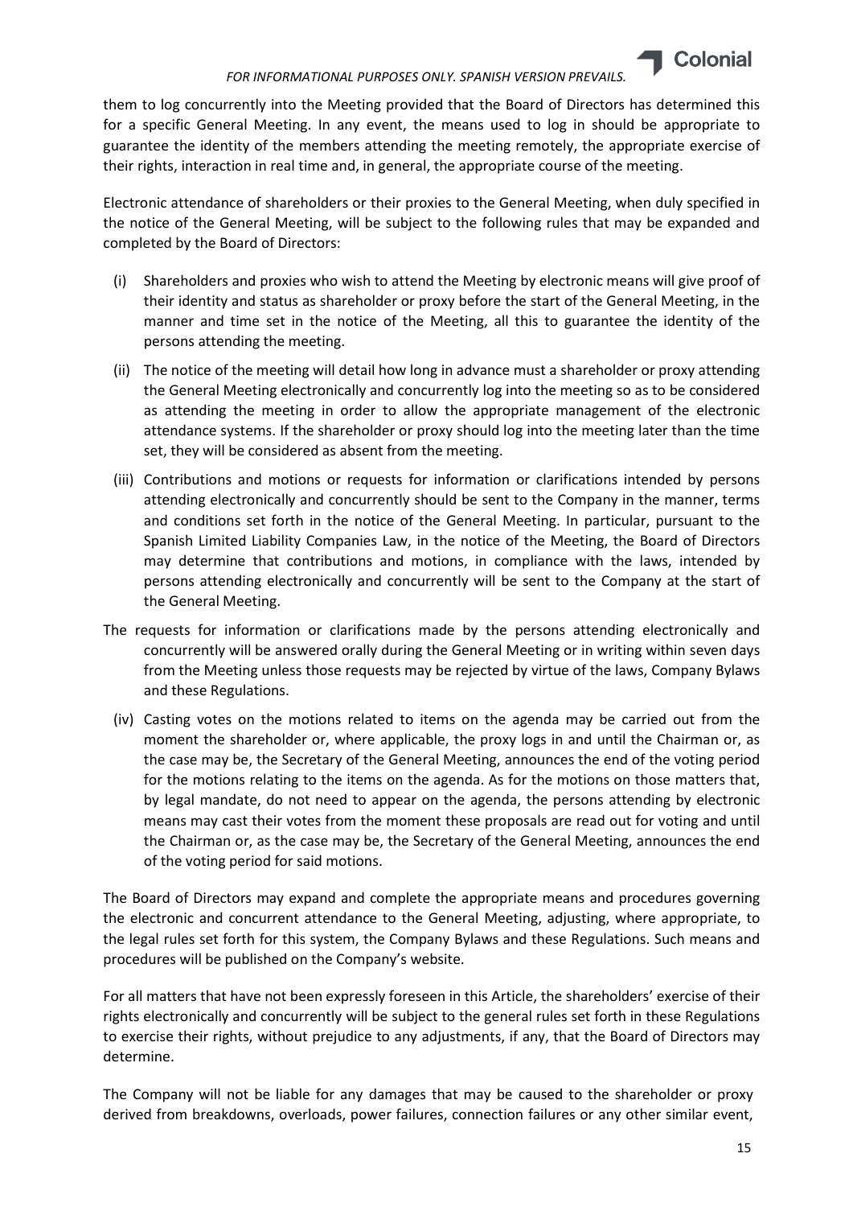them to log concurrently into the Meeting provided that the Board of Directors has determined this for a specific General Meeting. In any event, the means used to log in should be appropriate to guarantee the identity of the members attending the meeting remotely, the appropriate exercise of their rights, interaction in real time and, in general, the appropriate course of the meeting.

Electronic attendance of shareholders or their proxies to the General Meeting, when duly specified in the notice of the General Meeting, will be subject to the following rules that may be expanded and completed by the Board of Directors:

(i) Shareholders and proxies who wish to attend the Meeting by electronic means will give proof of their identity and status as shareholder or proxy before the start of the General Meeting, in the manner and time set in the notice of the Meeting, all this to guarantee the identity of the persons attending the meeting.

(ii) The notice of the meeting will detail how long in advance must a shareholder or proxy attending the General Meeting electronically and concurrently log into the meeting so as to be considered as attending the meeting in order to allow the appropriate management of the electronic attendance systems. If the shareholder or proxy should log into the meeting later than the time set, they will be considered as absent from the meeting.

(iii) Contributions and motions or requests for information or clarifications intended by persons attending electronically and concurrently should be sent to the Company in the manner, terms and conditions set forth in the notice of the General Meeting. In particular, pursuant to the Spanish Limited Liability Companies Law, in the notice of the Meeting, the Board of Directors may determine that contributions and motions, in compliance with the laws, intended by persons attending electronically and concurrently will be sent to the Company at the start of the General Meeting.

The requests for information or clarifications made by the persons attending electronically and concurrently will be answered orally during the General Meeting or in writing within seven days from the Meeting unless those requests may be rejected by virtue of the laws, Company Bylaws and these Regulations.

(iv) Casting votes on the motions related to items on the agenda may be carried out from the moment the shareholder or, where applicable, the proxy logs in and until the Chairman or, as the case may be, the Secretary of the General Meeting, announces the end of the voting period for the motions relating to the items on the agenda. As for the motions on those matters that, by legal mandate, do not need to appear on the agenda, the persons attending by electronic means may cast their votes from the moment these proposals are read out for voting and until the Chairman or, as the case may be, the Secretary of the General Meeting, announces the end of the voting period for said motions.

The Board of Directors may expand and complete the appropriate means and procedures governing the electronic and concurrent attendance to the General Meeting, adjusting, where appropriate, to the legal rules set forth for this system, the Company Bylaws and these Regulations. Such means and procedures will be published on the Company's website.

For all matters that have not been expressly foreseen in this Article, the shareholders' exercise of their rights electronically and concurrently will be subject to the general rules set forth in these Regulations to exercise their rights, without prejudice to any adjustments, if any, that the Board of Directors may determine.

The Company will not be liable for any damages that may be caused to the shareholder or proxy derived from breakdowns, overloads, power failures, connection failures or any other similar event,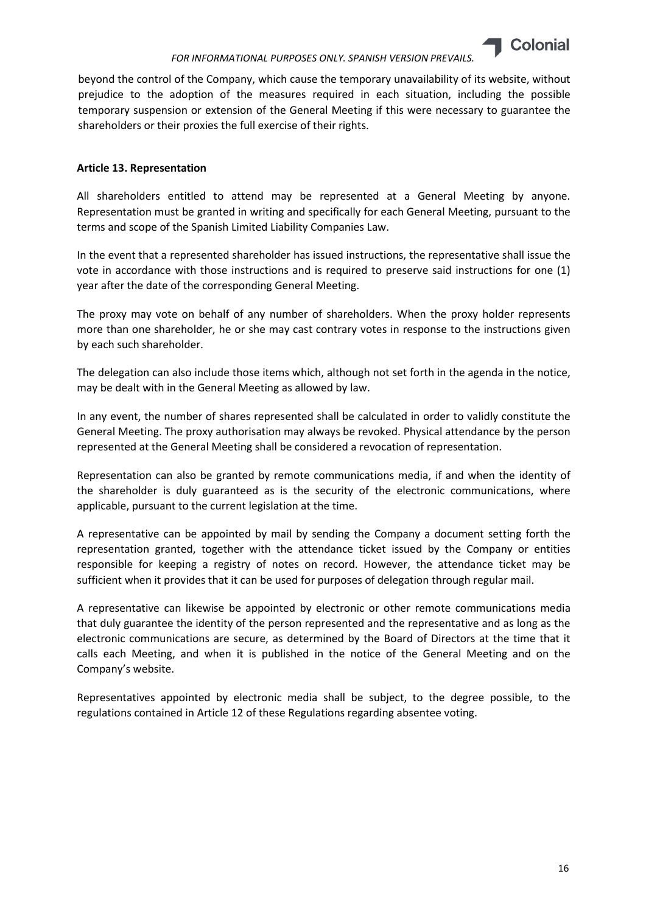beyond the control of the Company, which cause the temporary unavailability of its website, without prejudice to the adoption of the measures required in each situation, including the possible temporary suspension or extension of the General Meeting if this were necessary to guarantee the shareholders or their proxies the full exercise of their rights.

**Article 13. Representation**

All shareholders entitled to attend may be represented at a General Meeting by anyone. Representation must be granted in writing and specifically for each General Meeting, pursuant to the terms and scope of the Spanish Limited Liability Companies Law.

In the event that a represented shareholder has issued instructions, the representative shall issue the vote in accordance with those instructions and is required to preserve said instructions for one (1) year after the date of the corresponding General Meeting.

The proxy may vote on behalf of any number of shareholders. When the proxy holder represents more than one shareholder, he or she may cast contrary votes in response to the instructions given by each such shareholder.

The delegation can also include those items which, although not set forth in the agenda in the notice, may be dealt with in the General Meeting as allowed by law.

In any event, the number of shares represented shall be calculated in order to validly constitute the General Meeting. The proxy authorisation may always be revoked. Physical attendance by the person represented at the General Meeting shall be considered a revocation of representation.

Representation can also be granted by remote communications media, if and when the identity of the shareholder is duly guaranteed as is the security of the electronic communications, where applicable, pursuant to the current legislation at the time.

A representative can be appointed by mail by sending the Company a document setting forth the representation granted, together with the attendance ticket issued by the Company or entities responsible for keeping a registry of notes on record. However, the attendance ticket may be sufficient when it provides that it can be used for purposes of delegation through regular mail.

A representative can likewise be appointed by electronic or other remote communications media that duly guarantee the identity of the person represented and the representative and as long as the electronic communications are secure, as determined by the Board of Directors at the time that it calls each Meeting, and when it is published in the notice of the General Meeting and on the Company's website.

Representatives appointed by electronic media shall be subject, to the degree possible, to the regulations contained in Article 12 of these Regulations regarding absentee voting.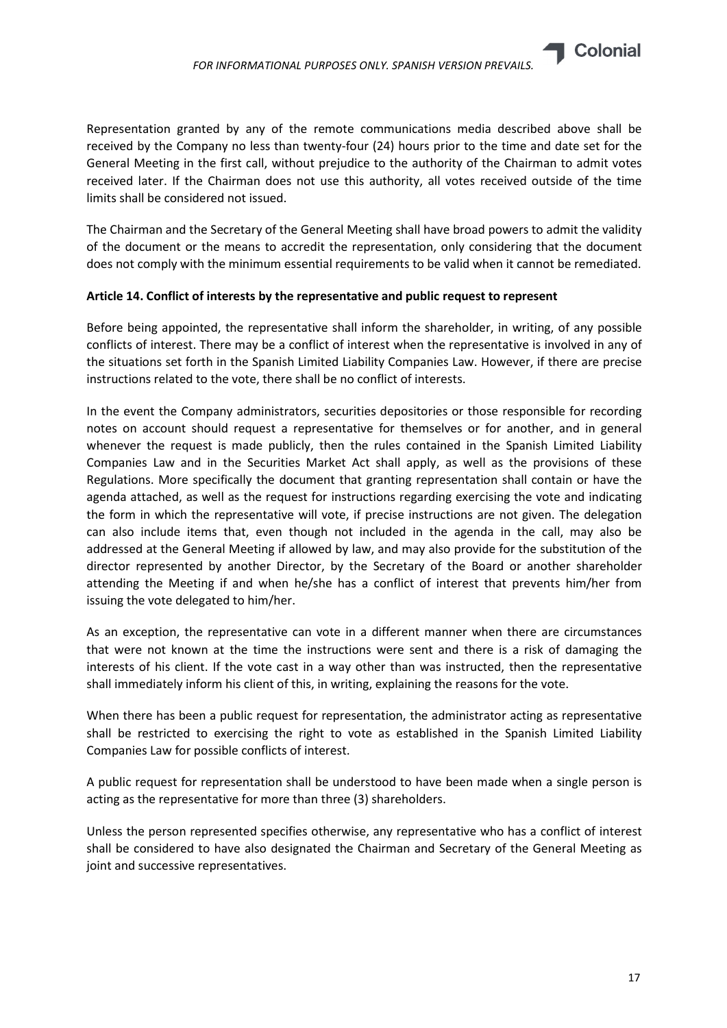Representation granted by any of the remote communications media described above shall be received by the Company no less than twenty-four (24) hours prior to the time and date set for the General Meeting in the first call, without prejudice to the authority of the Chairman to admit votes received later. If the Chairman does not use this authority, all votes received outside of the time limits shall be considered not issued.

The Chairman and the Secretary of the General Meeting shall have broad powers to admit the validity of the document or the means to accredit the representation, only considering that the document does not comply with the minimum essential requirements to be valid when it cannot be remediated.

**Article 14. Conflict of interests by the representative and public request to represent**

Before being appointed, the representative shall inform the shareholder, in writing, of any possible conflicts of interest. There may be a conflict of interest when the representative is involved in any of the situations set forth in the Spanish Limited Liability Companies Law. However, if there are precise instructions related to the vote, there shall be no conflict of interests.

In the event the Company administrators, securities depositories or those responsible for recording notes on account should request a representative for themselves or for another, and in general whenever the request is made publicly, then the rules contained in the Spanish Limited Liability Companies Law and in the Securities Market Act shall apply, as well as the provisions of these Regulations. More specifically the document that granting representation shall contain or have the agenda attached, as well as the request for instructions regarding exercising the vote and indicating the form in which the representative will vote, if precise instructions are not given. The delegation can also include items that, even though not included in the agenda in the call, may also be addressed at the General Meeting if allowed by law, and may also provide for the substitution of the director represented by another Director, by the Secretary of the Board or another shareholder attending the Meeting if and when he/she has a conflict of interest that prevents him/her from issuing the vote delegated to him/her.

As an exception, the representative can vote in a different manner when there are circumstances that were not known at the time the instructions were sent and there is a risk of damaging the interests of his client. If the vote cast in a way other than was instructed, then the representative shall immediately inform his client of this, in writing, explaining the reasons for the vote.

When there has been a public request for representation, the administrator acting as representative shall be restricted to exercising the right to vote as established in the Spanish Limited Liability Companies Law for possible conflicts of interest.

A public request for representation shall be understood to have been made when a single person is acting as the representative for more than three (3) shareholders.

Unless the person represented specifies otherwise, any representative who has a conflict of interest shall be considered to have also designated the Chairman and Secretary of the General Meeting as joint and successive representatives.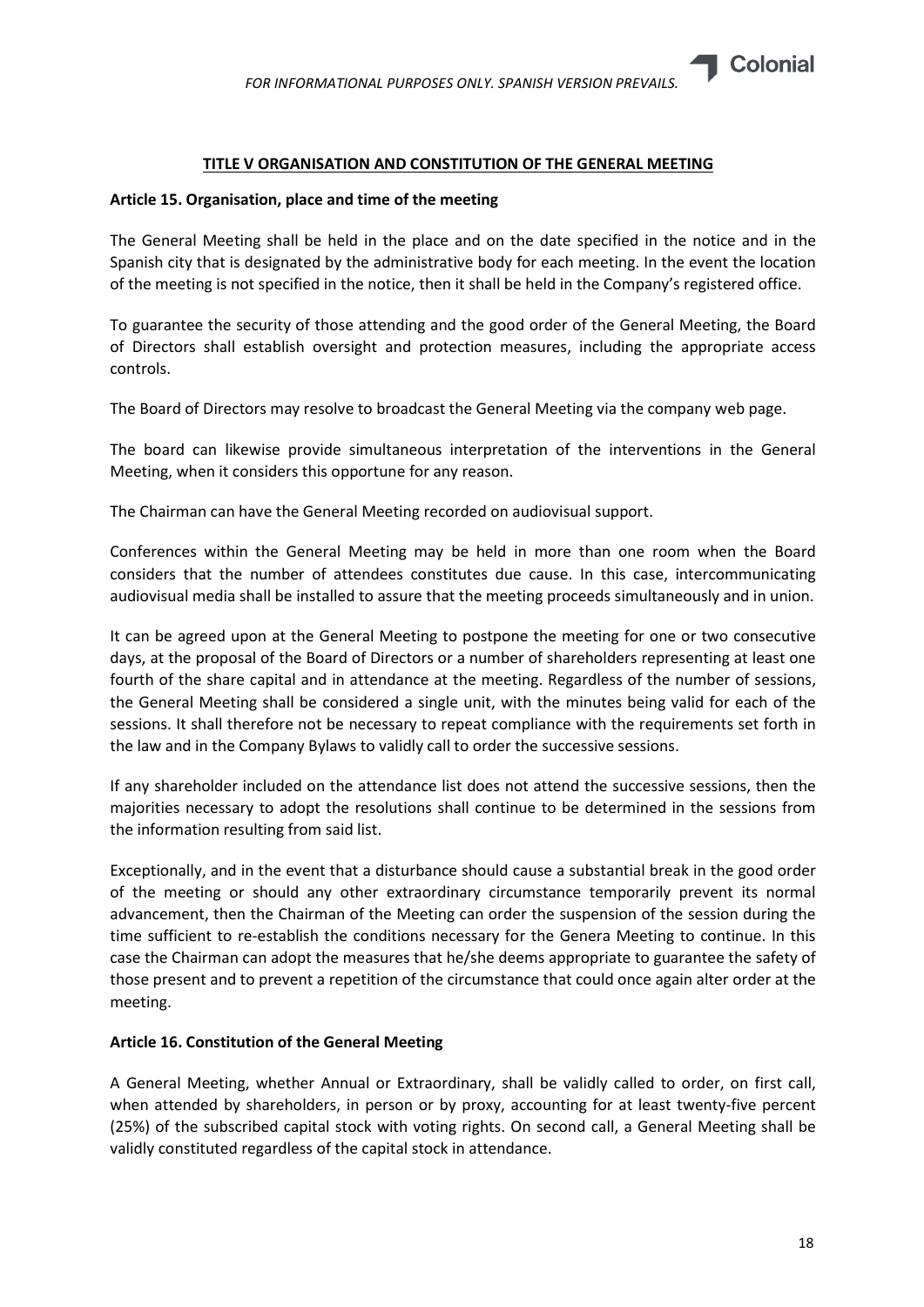## TITLE V ORGANISATION AND CONSTITUTION OF THE GENERAL MEETING

### Article 15. Organisation, place and time of the meeting

The General Meeting shall be held in the place and on the date specified in the notice and in the Spanish city that is designated by the administrative body for each meeting. In the event the location of the meeting is not specified in the notice, then it shall be held in the Company's registered office.

To guarantee the security of those attending and the good order of the General Meeting, the Board of Directors shall establish oversight and protection measures, including the appropriate access controls.

The Board of Directors may resolve to broadcast the General Meeting via the company web page.

The board can likewise provide simultaneous interpretation of the interventions in the General Meeting, when it considers this opportune for any reason.

The Chairman can have the General Meeting recorded on audiovisual support.

Conferences within the General Meeting may be held in more than one room when the Board considers that the number of attendees constitutes due cause. In this case, intercommunicating audiovisual media shall be installed to assure that the meeting proceeds simultaneously and in union.

It can be agreed upon at the General Meeting to postpone the meeting for one or two consecutive days, at the proposal of the Board of Directors or a number of shareholders representing at least one fourth of the share capital and in attendance at the meeting. Regardless of the number of sessions, the General Meeting shall be considered a single unit, with the minutes being valid for each of the sessions. It shall therefore not be necessary to repeat compliance with the requirements set forth in the law and in the Company Bylaws to validly call to order the successive sessions.

If any shareholder included on the attendance list does not attend the successive sessions, then the majorities necessary to adopt the resolutions shall continue to be determined in the sessions from the information resulting from said list.

Exceptionally, and in the event that a disturbance should cause a substantial break in the good order of the meeting or should any other extraordinary circumstance temporarily prevent its normal advancement, then the Chairman of the Meeting can order the suspension of the session during the time sufficient to re-establish the conditions necessary for the Genera Meeting to continue. In this case the Chairman can adopt the measures that he/she deems appropriate to guarantee the safety of those present and to prevent a repetition of the circumstance that could once again alter order at the meeting.

### Article 16. Constitution of the General Meeting

A General Meeting, whether Annual or Extraordinary, shall be validly called to order, on first call, when attended by shareholders, in person or by proxy, accounting for at least twenty-five percent (25%) of the subscribed capital stock with voting rights. On second call, a General Meeting shall be validly constituted regardless of the capital stock in attendance.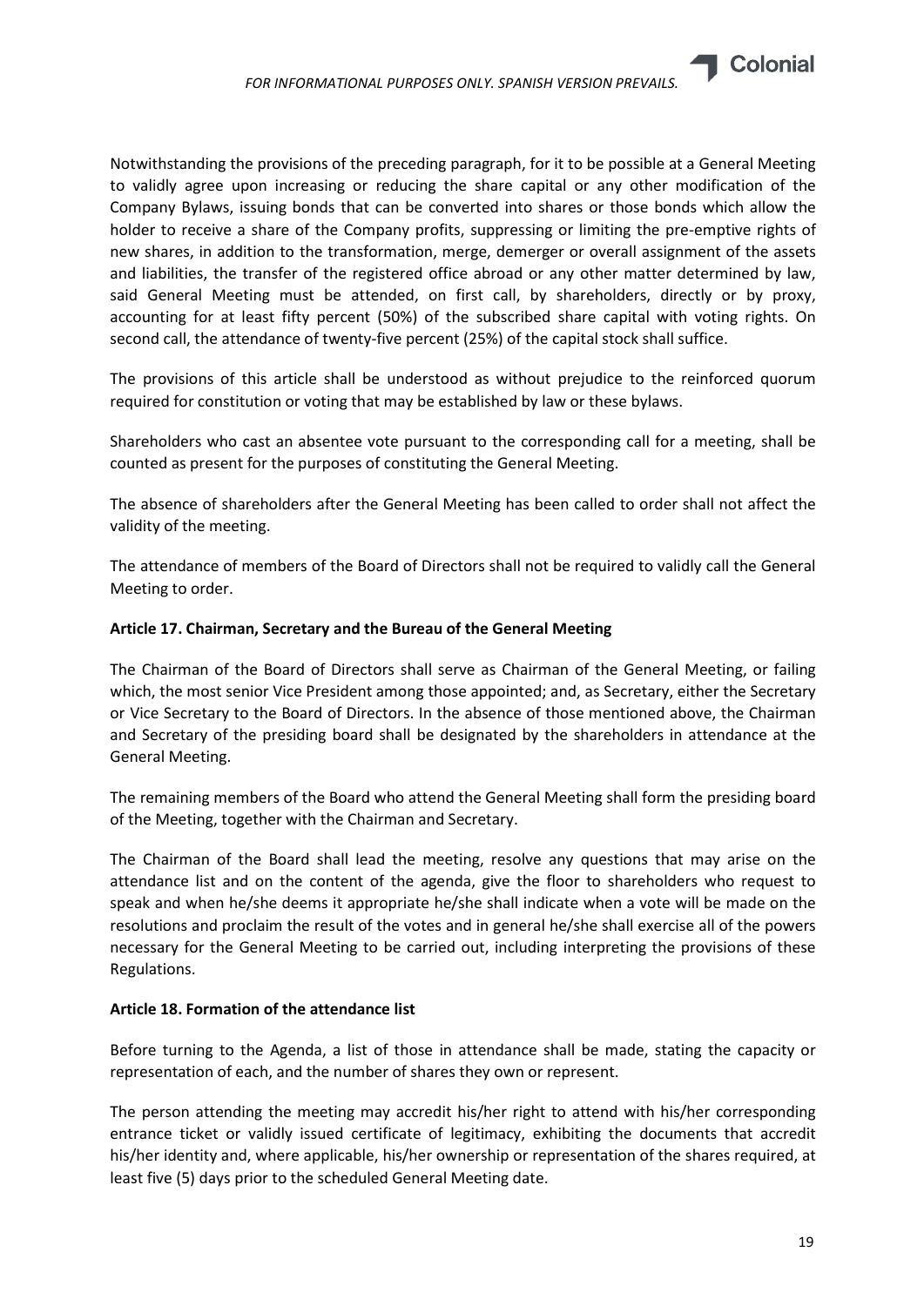Notwithstanding the provisions of the preceding paragraph, for it to be possible at a General Meeting to validly agree upon increasing or reducing the share capital or any other modification of the Company Bylaws, issuing bonds that can be converted into shares or those bonds which allow the holder to receive a share of the Company profits, suppressing or limiting the pre-emptive rights of new shares, in addition to the transformation, merge, demerger or overall assignment of the assets and liabilities, the transfer of the registered office abroad or any other matter determined by law, said General Meeting must be attended, on first call, by shareholders, directly or by proxy, accounting for at least fifty percent (50%) of the subscribed share capital with voting rights. On second call, the attendance of twenty-five percent (25%) of the capital stock shall suffice.

The provisions of this article shall be understood as without prejudice to the reinforced quorum required for constitution or voting that may be established by law or these bylaws.

Shareholders who cast an absentee vote pursuant to the corresponding call for a meeting, shall be counted as present for the purposes of constituting the General Meeting.

The absence of shareholders after the General Meeting has been called to order shall not affect the validity of the meeting.

The attendance of members of the Board of Directors shall not be required to validly call the General Meeting to order.

**Article 17. Chairman, Secretary and the Bureau of the General Meeting**

The Chairman of the Board of Directors shall serve as Chairman of the General Meeting, or failing which, the most senior Vice President among those appointed; and, as Secretary, either the Secretary or Vice Secretary to the Board of Directors. In the absence of those mentioned above, the Chairman and Secretary of the presiding board shall be designated by the shareholders in attendance at the General Meeting.

The remaining members of the Board who attend the General Meeting shall form the presiding board of the Meeting, together with the Chairman and Secretary.

The Chairman of the Board shall lead the meeting, resolve any questions that may arise on the attendance list and on the content of the agenda, give the floor to shareholders who request to speak and when he/she deems it appropriate he/she shall indicate when a vote will be made on the resolutions and proclaim the result of the votes and in general he/she shall exercise all of the powers necessary for the General Meeting to be carried out, including interpreting the provisions of these Regulations.

**Article 18. Formation of the attendance list**

Before turning to the Agenda, a list of those in attendance shall be made, stating the capacity or representation of each, and the number of shares they own or represent.

The person attending the meeting may accredit his/her right to attend with his/her corresponding entrance ticket or validly issued certificate of legitimacy, exhibiting the documents that accredit his/her identity and, where applicable, his/her ownership or representation of the shares required, at least five (5) days prior to the scheduled General Meeting date.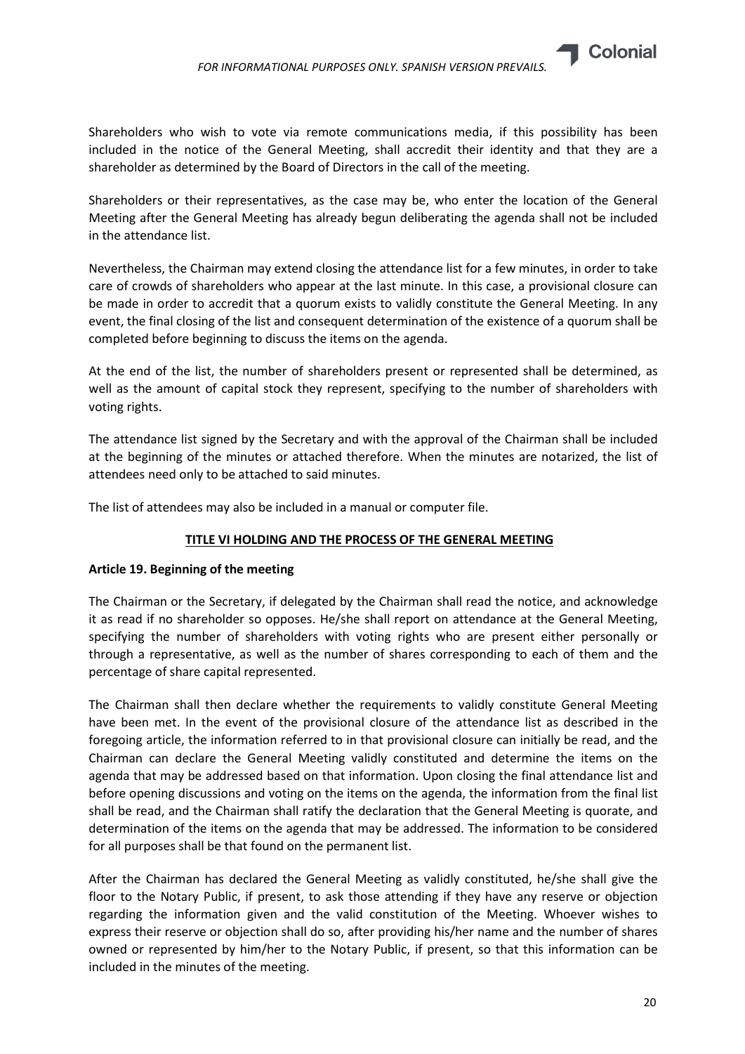Shareholders who wish to vote via remote communications media, if this possibility has been included in the notice of the General Meeting, shall accredit their identity and that they are a shareholder as determined by the Board of Directors in the call of the meeting.

Shareholders or their representatives, as the case may be, who enter the location of the General Meeting after the General Meeting has already begun deliberating the agenda shall not be included in the attendance list.

Nevertheless, the Chairman may extend closing the attendance list for a few minutes, in order to take care of crowds of shareholders who appear at the last minute. In this case, a provisional closure can be made in order to accredit that a quorum exists to validly constitute the General Meeting. In any event, the final closing of the list and consequent determination of the existence of a quorum shall be completed before beginning to discuss the items on the agenda.

At the end of the list, the number of shareholders present or represented shall be determined, as well as the amount of capital stock they represent, specifying to the number of shareholders with voting rights.

The attendance list signed by the Secretary and with the approval of the Chairman shall be included at the beginning of the minutes or attached therefore. When the minutes are notarized, the list of attendees need only to be attached to said minutes.

The list of attendees may also be included in a manual or computer file.

## TITLE VI HOLDING AND THE PROCESS OF THE GENERAL MEETING

### Article 19. Beginning of the meeting

The Chairman or the Secretary, if delegated by the Chairman shall read the notice, and acknowledge it as read if no shareholder so opposes. He/she shall report on attendance at the General Meeting, specifying the number of shareholders with voting rights who are present either personally or through a representative, as well as the number of shares corresponding to each of them and the percentage of share capital represented.

The Chairman shall then declare whether the requirements to validly constitute General Meeting have been met. In the event of the provisional closure of the attendance list as described in the foregoing article, the information referred to in that provisional closure can initially be read, and the Chairman can declare the General Meeting validly constituted and determine the items on the agenda that may be addressed based on that information. Upon closing the final attendance list and before opening discussions and voting on the items on the agenda, the information from the final list shall be read, and the Chairman shall ratify the declaration that the General Meeting is quorate, and determination of the items on the agenda that may be addressed. The information to be considered for all purposes shall be that found on the permanent list.

After the Chairman has declared the General Meeting as validly constituted, he/she shall give the floor to the Notary Public, if present, to ask those attending if they have any reserve or objection regarding the information given and the valid constitution of the Meeting. Whoever wishes to express their reserve or objection shall do so, after providing his/her name and the number of shares owned or represented by him/her to the Notary Public, if present, so that this information can be included in the minutes of the meeting.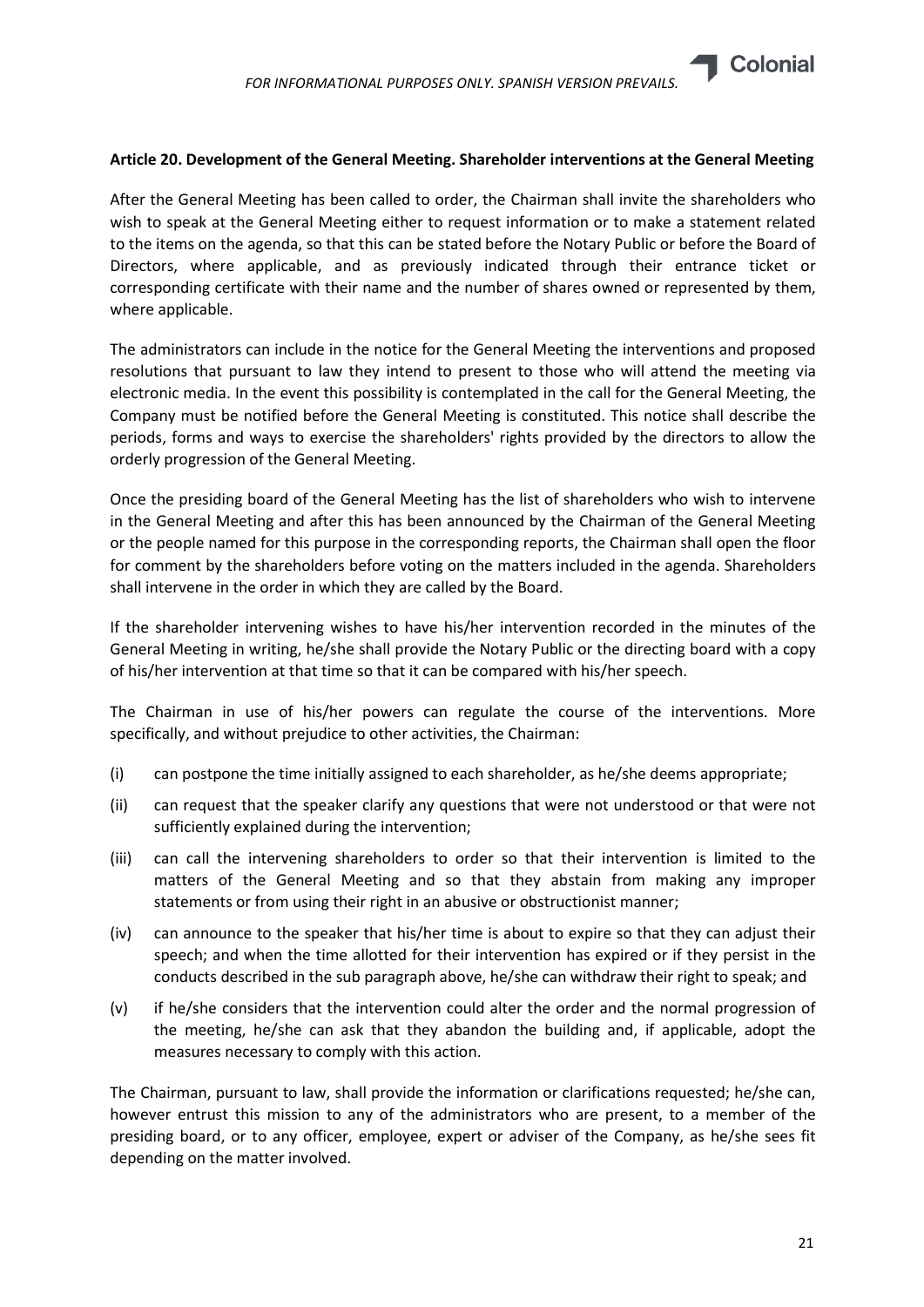**Article 20. Development of the General Meeting. Shareholder interventions at the General Meeting**

After the General Meeting has been called to order, the Chairman shall invite the shareholders who wish to speak at the General Meeting either to request information or to make a statement related to the items on the agenda, so that this can be stated before the Notary Public or before the Board of Directors, where applicable, and as previously indicated through their entrance ticket or corresponding certificate with their name and the number of shares owned or represented by them, where applicable.

The administrators can include in the notice for the General Meeting the interventions and proposed resolutions that pursuant to law they intend to present to those who will attend the meeting via electronic media. In the event this possibility is contemplated in the call for the General Meeting, the Company must be notified before the General Meeting is constituted. This notice shall describe the periods, forms and ways to exercise the shareholders' rights provided by the directors to allow the orderly progression of the General Meeting.

Once the presiding board of the General Meeting has the list of shareholders who wish to intervene in the General Meeting and after this has been announced by the Chairman of the General Meeting or the people named for this purpose in the corresponding reports, the Chairman shall open the floor for comment by the shareholders before voting on the matters included in the agenda. Shareholders shall intervene in the order in which they are called by the Board.

If the shareholder intervening wishes to have his/her intervention recorded in the minutes of the General Meeting in writing, he/she shall provide the Notary Public or the directing board with a copy of his/her intervention at that time so that it can be compared with his/her speech.

The Chairman in use of his/her powers can regulate the course of the interventions. More specifically, and without prejudice to other activities, the Chairman:

(i) can postpone the time initially assigned to each shareholder, as he/she deems appropriate;

(ii) can request that the speaker clarify any questions that were not understood or that were not sufficiently explained during the intervention;

(iii) can call the intervening shareholders to order so that their intervention is limited to the matters of the General Meeting and so that they abstain from making any improper statements or from using their right in an abusive or obstructionist manner;

(iv) can announce to the speaker that his/her time is about to expire so that they can adjust their speech; and when the time allotted for their intervention has expired or if they persist in the conducts described in the sub paragraph above, he/she can withdraw their right to speak; and

(v) if he/she considers that the intervention could alter the order and the normal progression of the meeting, he/she can ask that they abandon the building and, if applicable, adopt the measures necessary to comply with this action.

The Chairman, pursuant to law, shall provide the information or clarifications requested; he/she can, however entrust this mission to any of the administrators who are present, to a member of the presiding board, or to any officer, employee, expert or adviser of the Company, as he/she sees fit depending on the matter involved.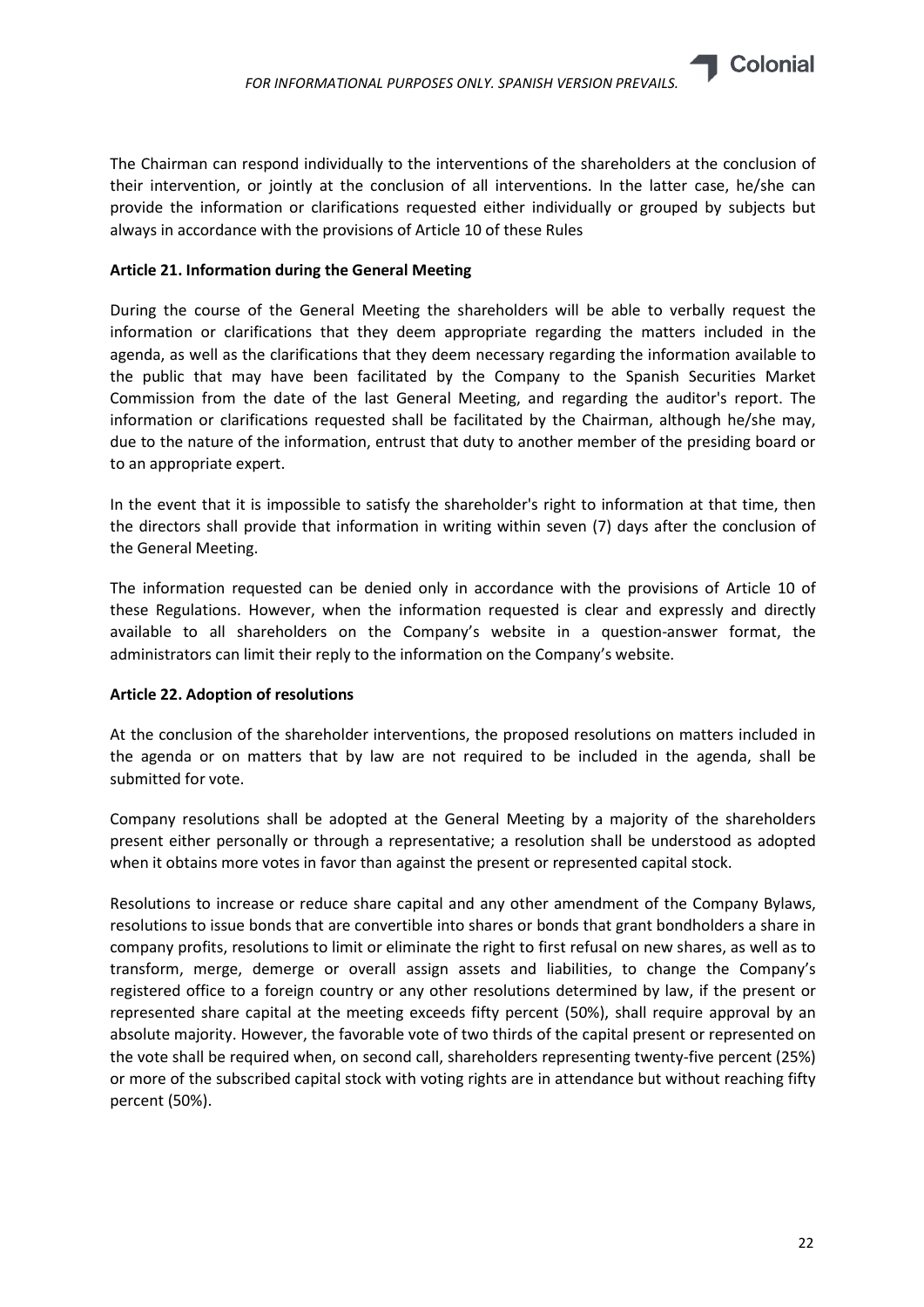The Chairman can respond individually to the interventions of the shareholders at the conclusion of their intervention, or jointly at the conclusion of all interventions. In the latter case, he/she can provide the information or clarifications requested either individually or grouped by subjects but always in accordance with the provisions of Article 10 of these Rules

**Article 21. Information during the General Meeting**

During the course of the General Meeting the shareholders will be able to verbally request the information or clarifications that they deem appropriate regarding the matters included in the agenda, as well as the clarifications that they deem necessary regarding the information available to the public that may have been facilitated by the Company to the Spanish Securities Market Commission from the date of the last General Meeting, and regarding the auditor's report. The information or clarifications requested shall be facilitated by the Chairman, although he/she may, due to the nature of the information, entrust that duty to another member of the presiding board or to an appropriate expert.

In the event that it is impossible to satisfy the shareholder's right to information at that time, then the directors shall provide that information in writing within seven (7) days after the conclusion of the General Meeting.

The information requested can be denied only in accordance with the provisions of Article 10 of these Regulations. However, when the information requested is clear and expressly and directly available to all shareholders on the Company's website in a question-answer format, the administrators can limit their reply to the information on the Company's website.

**Article 22. Adoption of resolutions**

At the conclusion of the shareholder interventions, the proposed resolutions on matters included in the agenda or on matters that by law are not required to be included in the agenda, shall be submitted for vote.

Company resolutions shall be adopted at the General Meeting by a majority of the shareholders present either personally or through a representative; a resolution shall be understood as adopted when it obtains more votes in favor than against the present or represented capital stock.

Resolutions to increase or reduce share capital and any other amendment of the Company Bylaws, resolutions to issue bonds that are convertible into shares or bonds that grant bondholders a share in company profits, resolutions to limit or eliminate the right to first refusal on new shares, as well as to transform, merge, demerge or overall assign assets and liabilities, to change the Company's registered office to a foreign country or any other resolutions determined by law, if the present or represented share capital at the meeting exceeds fifty percent (50%), shall require approval by an absolute majority. However, the favorable vote of two thirds of the capital present or represented on the vote shall be required when, on second call, shareholders representing twenty-five percent (25%) or more of the subscribed capital stock with voting rights are in attendance but without reaching fifty percent (50%).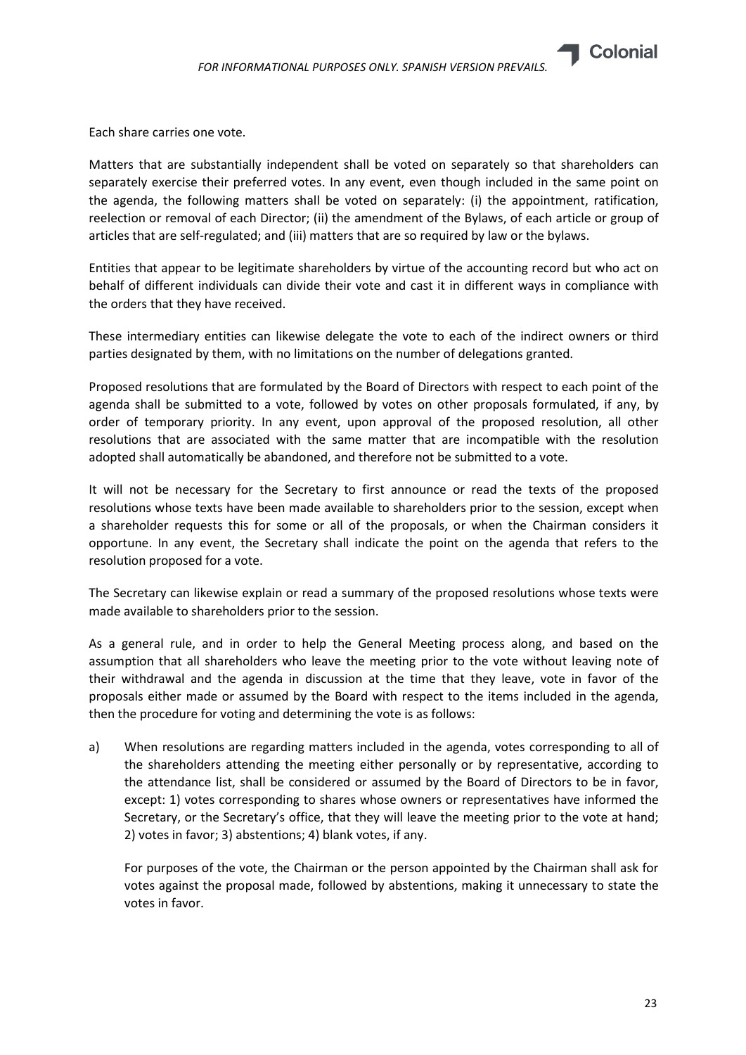Each share carries one vote.

Matters that are substantially independent shall be voted on separately so that shareholders can separately exercise their preferred votes. In any event, even though included in the same point on the agenda, the following matters shall be voted on separately: (i) the appointment, ratification, reelection or removal of each Director; (ii) the amendment of the Bylaws, of each article or group of articles that are self-regulated; and (iii) matters that are so required by law or the bylaws.

Entities that appear to be legitimate shareholders by virtue of the accounting record but who act on behalf of different individuals can divide their vote and cast it in different ways in compliance with the orders that they have received.

These intermediary entities can likewise delegate the vote to each of the indirect owners or third parties designated by them, with no limitations on the number of delegations granted.

Proposed resolutions that are formulated by the Board of Directors with respect to each point of the agenda shall be submitted to a vote, followed by votes on other proposals formulated, if any, by order of temporary priority. In any event, upon approval of the proposed resolution, all other resolutions that are associated with the same matter that are incompatible with the resolution adopted shall automatically be abandoned, and therefore not be submitted to a vote.

It will not be necessary for the Secretary to first announce or read the texts of the proposed resolutions whose texts have been made available to shareholders prior to the session, except when a shareholder requests this for some or all of the proposals, or when the Chairman considers it opportune. In any event, the Secretary shall indicate the point on the agenda that refers to the resolution proposed for a vote.

The Secretary can likewise explain or read a summary of the proposed resolutions whose texts were made available to shareholders prior to the session.

As a general rule, and in order to help the General Meeting process along, and based on the assumption that all shareholders who leave the meeting prior to the vote without leaving note of their withdrawal and the agenda in discussion at the time that they leave, vote in favor of the proposals either made or assumed by the Board with respect to the items included in the agenda, then the procedure for voting and determining the vote is as follows:

a) When resolutions are regarding matters included in the agenda, votes corresponding to all of the shareholders attending the meeting either personally or by representative, according to the attendance list, shall be considered or assumed by the Board of Directors to be in favor, except: 1) votes corresponding to shares whose owners or representatives have informed the Secretary, or the Secretary's office, that they will leave the meeting prior to the vote at hand; 2) votes in favor; 3) abstentions; 4) blank votes, if any.

   For purposes of the vote, the Chairman or the person appointed by the Chairman shall ask for votes against the proposal made, followed by abstentions, making it unnecessary to state the votes in favor.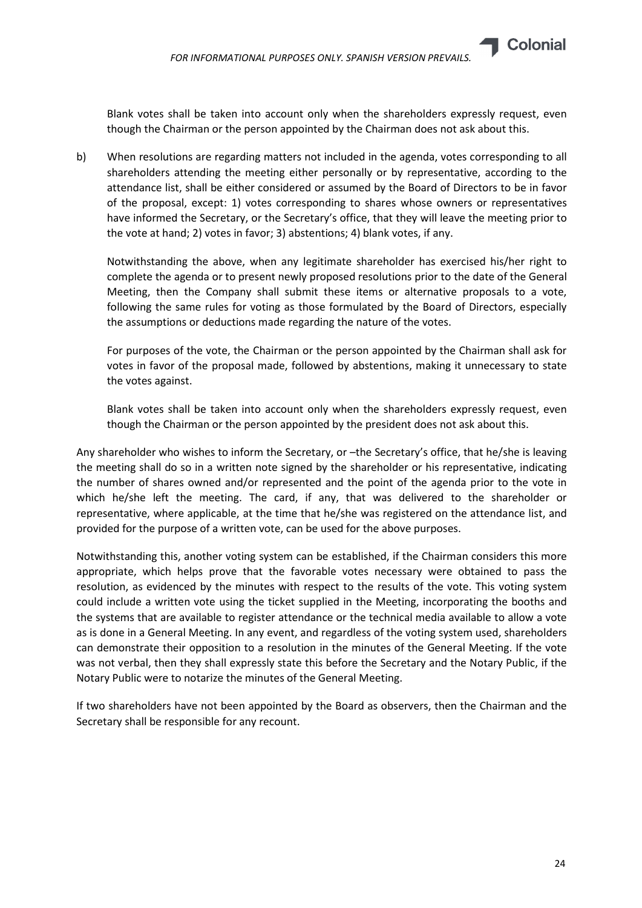Blank votes shall be taken into account only when the shareholders expressly request, even though the Chairman or the person appointed by the Chairman does not ask about this.

b) When resolutions are regarding matters not included in the agenda, votes corresponding to all shareholders attending the meeting either personally or by representative, according to the attendance list, shall be either considered or assumed by the Board of Directors to be in favor of the proposal, except: 1) votes corresponding to shares whose owners or representatives have informed the Secretary, or the Secretary's office, that they will leave the meeting prior to the vote at hand; 2) votes in favor; 3) abstentions; 4) blank votes, if any.

   Notwithstanding the above, when any legitimate shareholder has exercised his/her right to complete the agenda or to present newly proposed resolutions prior to the date of the General Meeting, then the Company shall submit these items or alternative proposals to a vote, following the same rules for voting as those formulated by the Board of Directors, especially the assumptions or deductions made regarding the nature of the votes.

   For purposes of the vote, the Chairman or the person appointed by the Chairman shall ask for votes in favor of the proposal made, followed by abstentions, making it unnecessary to state the votes against.

   Blank votes shall be taken into account only when the shareholders expressly request, even though the Chairman or the person appointed by the president does not ask about this.

Any shareholder who wishes to inform the Secretary, or –the Secretary's office, that he/she is leaving the meeting shall do so in a written note signed by the shareholder or his representative, indicating the number of shares owned and/or represented and the point of the agenda prior to the vote in which he/she left the meeting. The card, if any, that was delivered to the shareholder or representative, where applicable, at the time that he/she was registered on the attendance list, and provided for the purpose of a written vote, can be used for the above purposes.

Notwithstanding this, another voting system can be established, if the Chairman considers this more appropriate, which helps prove that the favorable votes necessary were obtained to pass the resolution, as evidenced by the minutes with respect to the results of the vote. This voting system could include a written vote using the ticket supplied in the Meeting, incorporating the booths and the systems that are available to register attendance or the technical media available to allow a vote as is done in a General Meeting. In any event, and regardless of the voting system used, shareholders can demonstrate their opposition to a resolution in the minutes of the General Meeting. If the vote was not verbal, then they shall expressly state this before the Secretary and the Notary Public, if the Notary Public were to notarize the minutes of the General Meeting.

If two shareholders have not been appointed by the Board as observers, then the Chairman and the Secretary shall be responsible for any recount.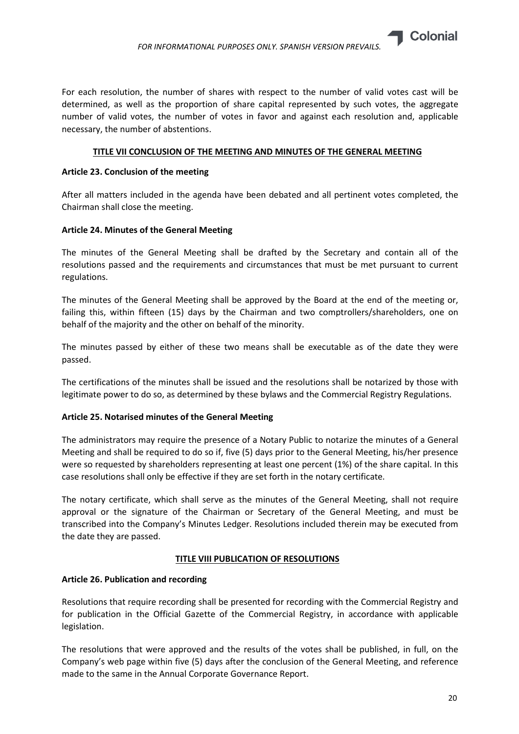For each resolution, the number of shares with respect to the number of valid votes cast will be determined, as well as the proportion of share capital represented by such votes, the aggregate number of valid votes, the number of votes in favor and against each resolution and, applicable necessary, the number of abstentions.

## TITLE VII CONCLUSION OF THE MEETING AND MINUTES OF THE GENERAL MEETING

### Article 23. Conclusion of the meeting

After all matters included in the agenda have been debated and all pertinent votes completed, the Chairman shall close the meeting.

### Article 24. Minutes of the General Meeting

The minutes of the General Meeting shall be drafted by the Secretary and contain all of the resolutions passed and the requirements and circumstances that must be met pursuant to current regulations.

The minutes of the General Meeting shall be approved by the Board at the end of the meeting or, failing this, within fifteen (15) days by the Chairman and two comptrollers/shareholders, one on behalf of the majority and the other on behalf of the minority.

The minutes passed by either of these two means shall be executable as of the date they were passed.

The certifications of the minutes shall be issued and the resolutions shall be notarized by those with legitimate power to do so, as determined by these bylaws and the Commercial Registry Regulations.

### Article 25. Notarised minutes of the General Meeting

The administrators may require the presence of a Notary Public to notarize the minutes of a General Meeting and shall be required to do so if, five (5) days prior to the General Meeting, his/her presence were so requested by shareholders representing at least one percent (1%) of the share capital. In this case resolutions shall only be effective if they are set forth in the notary certificate.

The notary certificate, which shall serve as the minutes of the General Meeting, shall not require approval or the signature of the Chairman or Secretary of the General Meeting, and must be transcribed into the Company's Minutes Ledger. Resolutions included therein may be executed from the date they are passed.

## TITLE VIII PUBLICATION OF RESOLUTIONS

### Article 26. Publication and recording

Resolutions that require recording shall be presented for recording with the Commercial Registry and for publication in the Official Gazette of the Commercial Registry, in accordance with applicable legislation.

The resolutions that were approved and the results of the votes shall be published, in full, on the Company's web page within five (5) days after the conclusion of the General Meeting, and reference made to the same in the Annual Corporate Governance Report.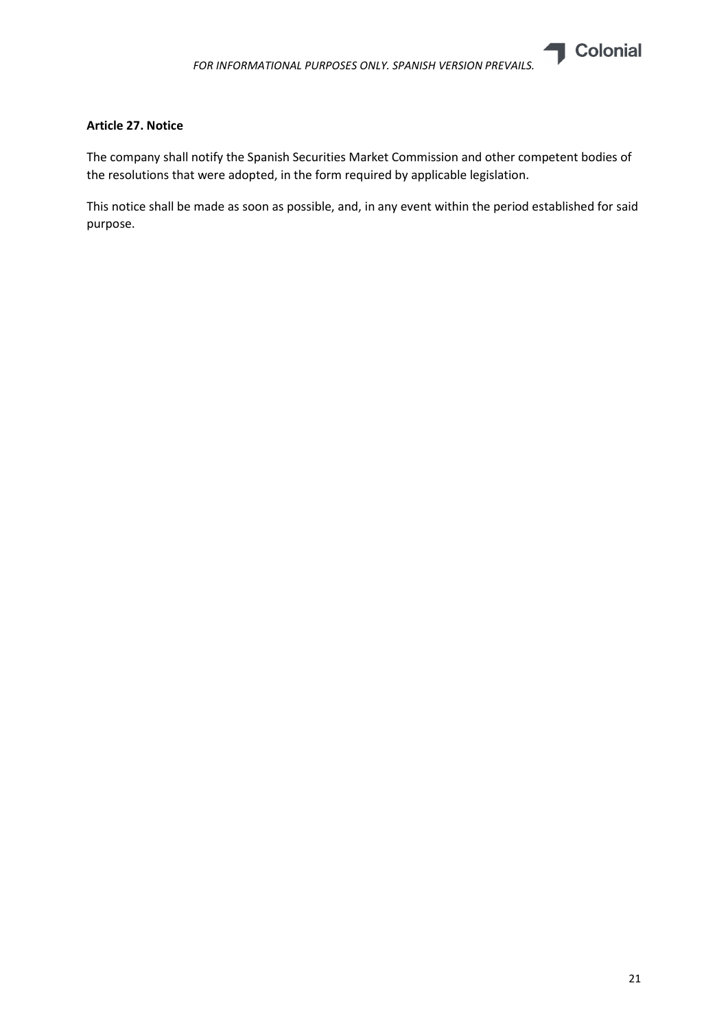**Article 27. Notice**

The company shall notify the Spanish Securities Market Commission and other competent bodies of the resolutions that were adopted, in the form required by applicable legislation.

This notice shall be made as soon as possible, and, in any event within the period established for said purpose.